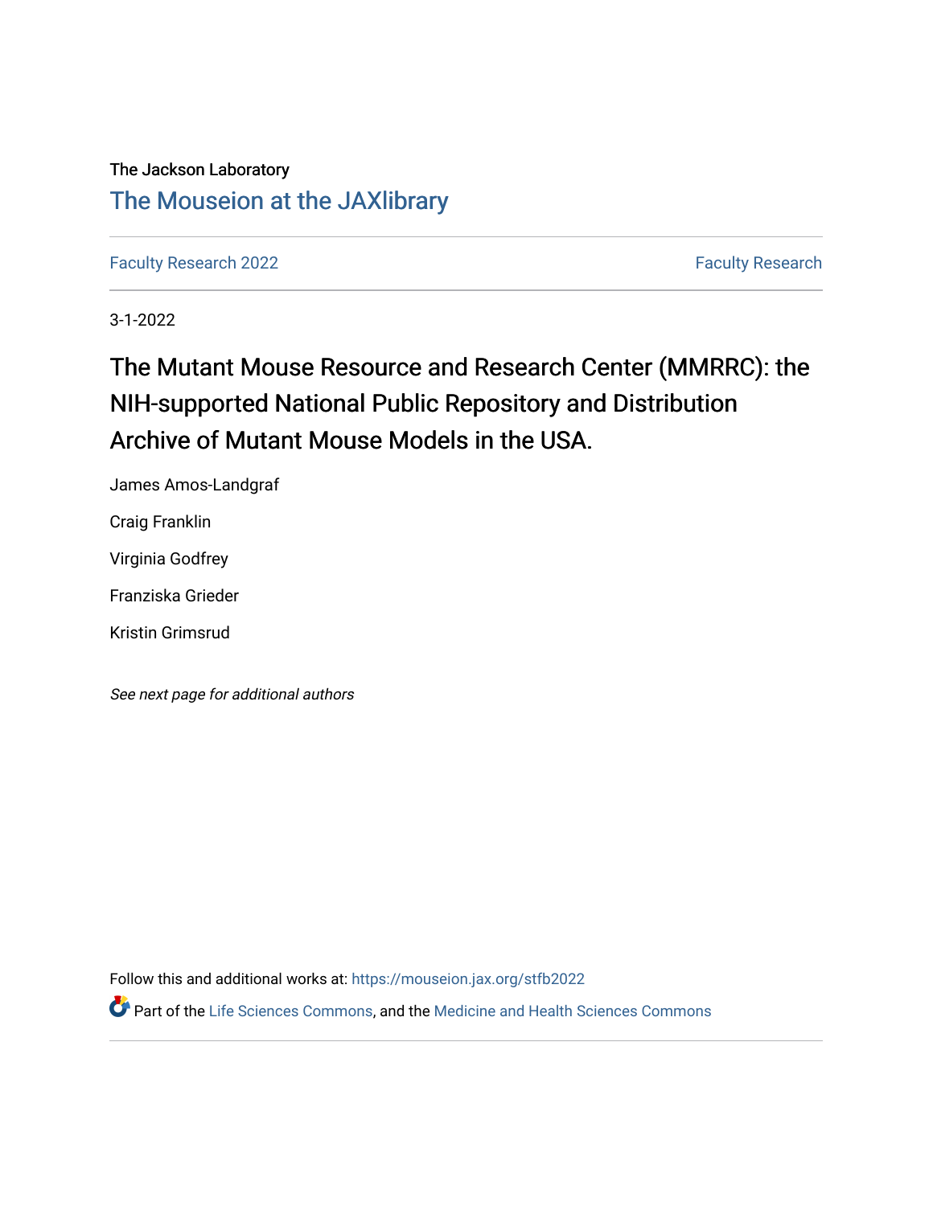The Jackson Laboratory

## The Mouseion at the JAXlibrary

Faculty Research 2022 | Faculty Research

3-1-2022

# The Mutant Mouse Resource and Research Center (MMRRC): the NIH-supported National Public Repository and Distribution Archive of Mutant Mouse Models in the USA.

James Amos-Landgraf

Craig Franklin

Virginia Godfrey

Franziska Grieder

Kristin Grimsrud

*See next page for additional authors*

Follow this and additional works at: https://mouseion.jax.org/stfb2022

Part of the Life Sciences Commons, and the Medicine and Health Sciences Commons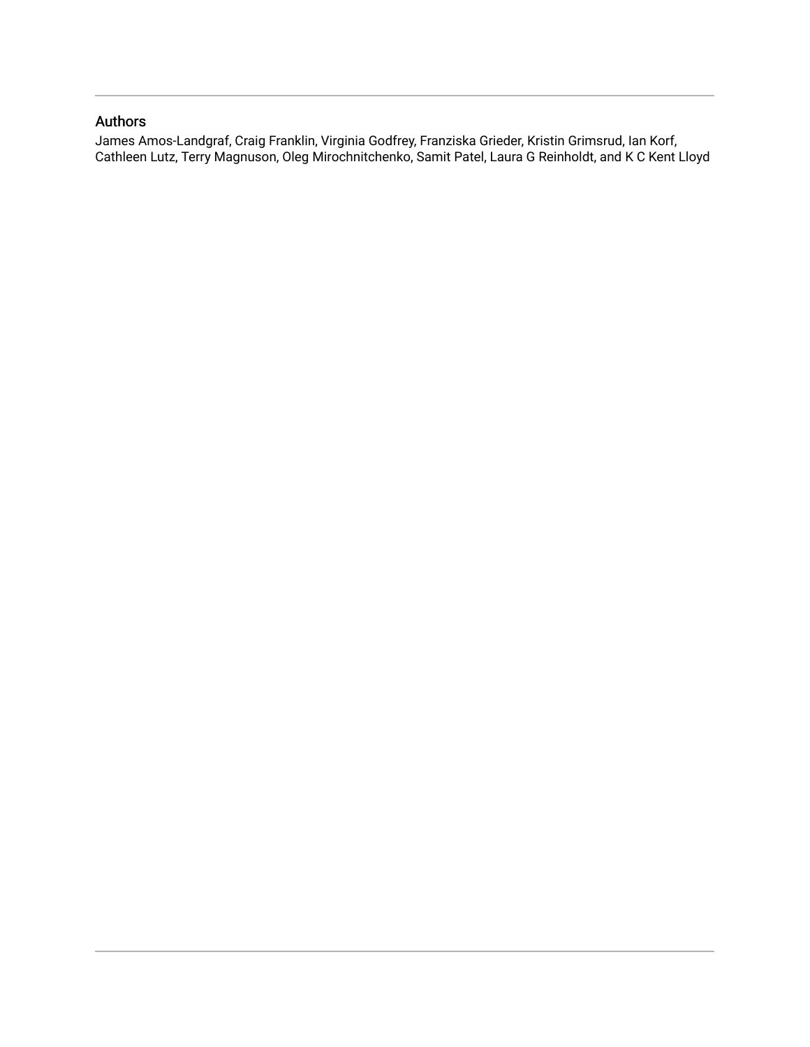## Authors

James Amos-Landgraf, Craig Franklin, Virginia Godfrey, Franziska Grieder, Kristin Grimsrud, Ian Korf, Cathleen Lutz, Terry Magnuson, Oleg Mirochnitchenko, Samit Patel, Laura G Reinholdt, and K C Kent Lloyd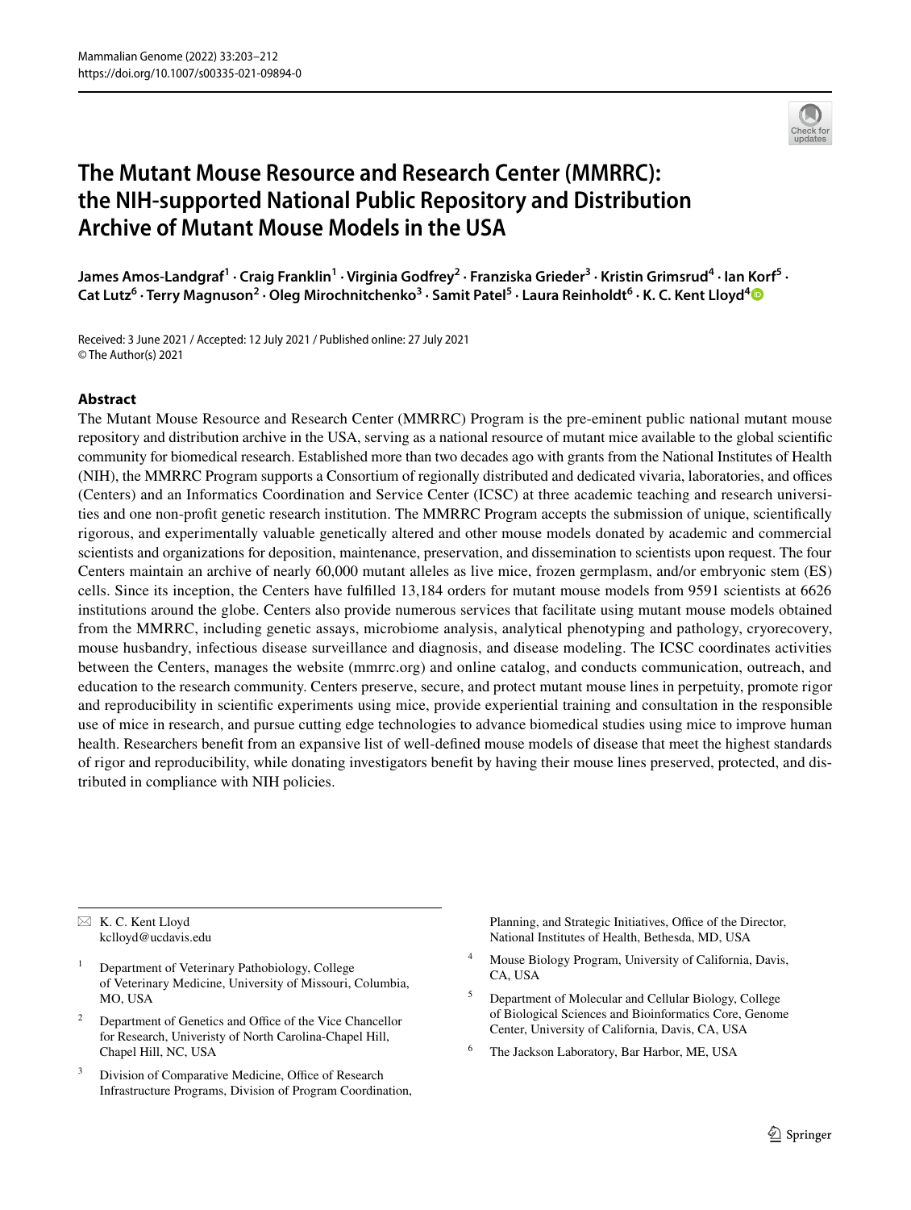# The Mutant Mouse Resource and Research Center (MMRRC): the NIH-supported National Public Repository and Distribution Archive of Mutant Mouse Models in the USA

**James Amos-Landgraf[1] · Craig Franklin[1] · Virginia Godfrey[2] · Franziska Grieder[3] · Kristin Grimsrud[4] · Ian Korf[5] · Cat Lutz[6] · Terry Magnuson[2] · Oleg Mirochnitchenko[3] · Samit Patel[5] · Laura Reinholdt[6] · K. C. Kent Lloyd[4]**

Received: 3 June 2021 / Accepted: 12 July 2021 / Published online: 27 July 2021
© The Author(s) 2021

## Abstract

The Mutant Mouse Resource and Research Center (MMRRC) Program is the pre-eminent public national mutant mouse repository and distribution archive in the USA, serving as a national resource of mutant mice available to the global scientific community for biomedical research. Established more than two decades ago with grants from the National Institutes of Health (NIH), the MMRRC Program supports a Consortium of regionally distributed and dedicated vivaria, laboratories, and offices (Centers) and an Informatics Coordination and Service Center (ICSC) at three academic teaching and research universities and one non-profit genetic research institution. The MMRRC Program accepts the submission of unique, scientifically rigorous, and experimentally valuable genetically altered and other mouse models donated by academic and commercial scientists and organizations for deposition, maintenance, preservation, and dissemination to scientists upon request. The four Centers maintain an archive of nearly 60,000 mutant alleles as live mice, frozen germplasm, and/or embryonic stem (ES) cells. Since its inception, the Centers have fulfilled 13,184 orders for mutant mouse models from 9591 scientists at 6626 institutions around the globe. Centers also provide numerous services that facilitate using mutant mouse models obtained from the MMRRC, including genetic assays, microbiome analysis, analytical phenotyping and pathology, cryorecovery, mouse husbandry, infectious disease surveillance and diagnosis, and disease modeling. The ICSC coordinates activities between the Centers, manages the website (mmrrc.org) and online catalog, and conducts communication, outreach, and education to the research community. Centers preserve, secure, and protect mutant mouse lines in perpetuity, promote rigor and reproducibility in scientific experiments using mice, provide experiential training and consultation in the responsible use of mice in research, and pursue cutting edge technologies to advance biomedical studies using mice to improve human health. Researchers benefit from an expansive list of well-defined mouse models of disease that meet the highest standards of rigor and reproducibility, while donating investigators benefit by having their mouse lines preserved, protected, and distributed in compliance with NIH policies.

---

✉ K. C. Kent Lloyd
kclloyd@ucdavis.edu

[1] Department of Veterinary Pathobiology, College of Veterinary Medicine, University of Missouri, Columbia, MO, USA

[2] Department of Genetics and Office of the Vice Chancellor for Research, Univeristy of North Carolina-Chapel Hill, Chapel Hill, NC, USA

[3] Division of Comparative Medicine, Office of Research Infrastructure Programs, Division of Program Coordination, Planning, and Strategic Initiatives, Office of the Director, National Institutes of Health, Bethesda, MD, USA

[4] Mouse Biology Program, University of California, Davis, CA, USA

[5] Department of Molecular and Cellular Biology, College of Biological Sciences and Bioinformatics Core, Genome Center, University of California, Davis, CA, USA

[6] The Jackson Laboratory, Bar Harbor, ME, USA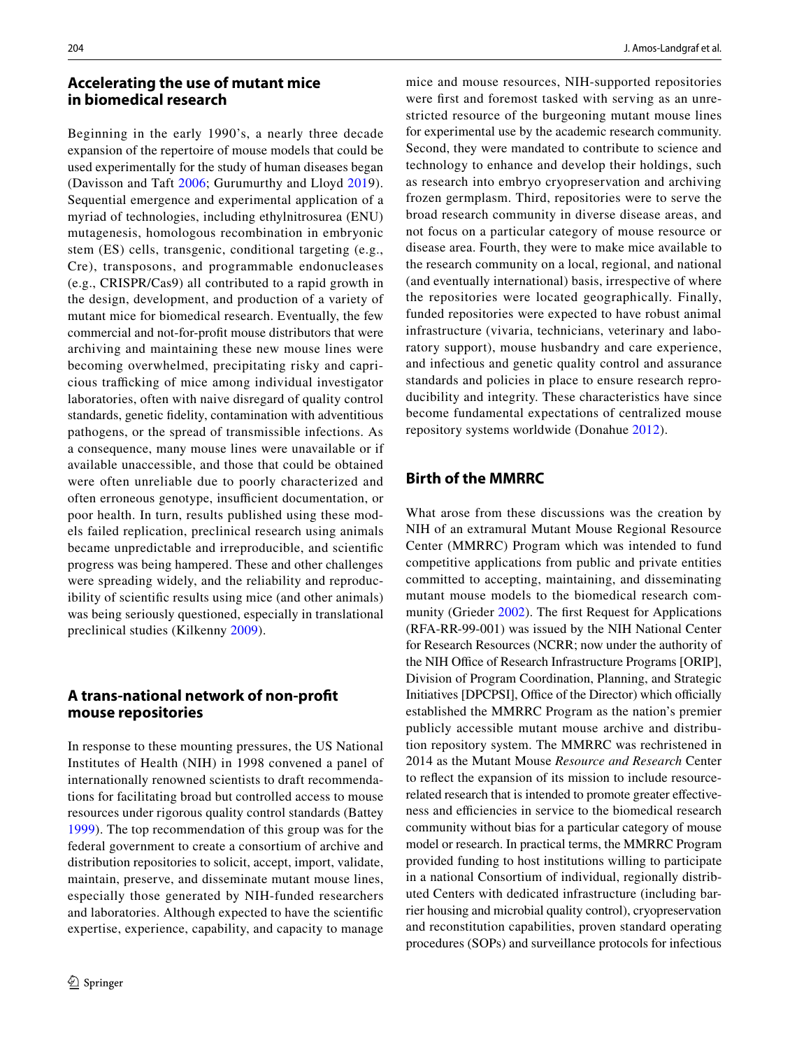## Accelerating the use of mutant mice in biomedical research

Beginning in the early 1990's, a nearly three decade expansion of the repertoire of mouse models that could be used experimentally for the study of human diseases began (Davisson and Taft 2006; Gurumurthy and Lloyd 2019). Sequential emergence and experimental application of a myriad of technologies, including ethylnitrosurea (ENU) mutagenesis, homologous recombination in embryonic stem (ES) cells, transgenic, conditional targeting (e.g., Cre), transposons, and programmable endonucleases (e.g., CRISPR/Cas9) all contributed to a rapid growth in the design, development, and production of a variety of mutant mice for biomedical research. Eventually, the few commercial and not-for-profit mouse distributors that were archiving and maintaining these new mouse lines were becoming overwhelmed, precipitating risky and capricious trafficking of mice among individual investigator laboratories, often with naive disregard of quality control standards, genetic fidelity, contamination with adventitious pathogens, or the spread of transmissible infections. As a consequence, many mouse lines were unavailable or if available unaccessible, and those that could be obtained were often unreliable due to poorly characterized and often erroneous genotype, insufficient documentation, or poor health. In turn, results published using these models failed replication, preclinical research using animals became unpredictable and irreproducible, and scientific progress was being hampered. These and other challenges were spreading widely, and the reliability and reproducibility of scientific results using mice (and other animals) was being seriously questioned, especially in translational preclinical studies (Kilkenny 2009).

## A trans-national network of non-profit mouse repositories

In response to these mounting pressures, the US National Institutes of Health (NIH) in 1998 convened a panel of internationally renowned scientists to draft recommendations for facilitating broad but controlled access to mouse resources under rigorous quality control standards (Battey 1999). The top recommendation of this group was for the federal government to create a consortium of archive and distribution repositories to solicit, accept, import, validate, maintain, preserve, and disseminate mutant mouse lines, especially those generated by NIH-funded researchers and laboratories. Although expected to have the scientific expertise, experience, capability, and capacity to manage mice and mouse resources, NIH-supported repositories were first and foremost tasked with serving as an unrestricted resource of the burgeoning mutant mouse lines for experimental use by the academic research community. Second, they were mandated to contribute to science and technology to enhance and develop their holdings, such as research into embryo cryopreservation and archiving frozen germplasm. Third, repositories were to serve the broad research community in diverse disease areas, and not focus on a particular category of mouse resource or disease area. Fourth, they were to make mice available to the research community on a local, regional, and national (and eventually international) basis, irrespective of where the repositories were located geographically. Finally, funded repositories were expected to have robust animal infrastructure (vivaria, technicians, veterinary and laboratory support), mouse husbandry and care experience, and infectious and genetic quality control and assurance standards and policies in place to ensure research reproducibility and integrity. These characteristics have since become fundamental expectations of centralized mouse repository systems worldwide (Donahue 2012).

## Birth of the MMRRC

What arose from these discussions was the creation by NIH of an extramural Mutant Mouse Regional Resource Center (MMRRC) Program which was intended to fund competitive applications from public and private entities committed to accepting, maintaining, and disseminating mutant mouse models to the biomedical research community (Grieder 2002). The first Request for Applications (RFA-RR-99-001) was issued by the NIH National Center for Research Resources (NCRR; now under the authority of the NIH Office of Research Infrastructure Programs [ORIP], Division of Program Coordination, Planning, and Strategic Initiatives [DPCPSI], Office of the Director) which officially established the MMRRC Program as the nation's premier publicly accessible mutant mouse archive and distribution repository system. The MMRRC was rechristened in 2014 as the Mutant Mouse *Resource and Research* Center to reflect the expansion of its mission to include resource-related research that is intended to promote greater effectiveness and efficiencies in service to the biomedical research community without bias for a particular category of mouse model or research. In practical terms, the MMRRC Program provided funding to host institutions willing to participate in a national Consortium of individual, regionally distributed Centers with dedicated infrastructure (including barrier housing and microbial quality control), cryopreservation and reconstitution capabilities, proven standard operating procedures (SOPs) and surveillance protocols for infectious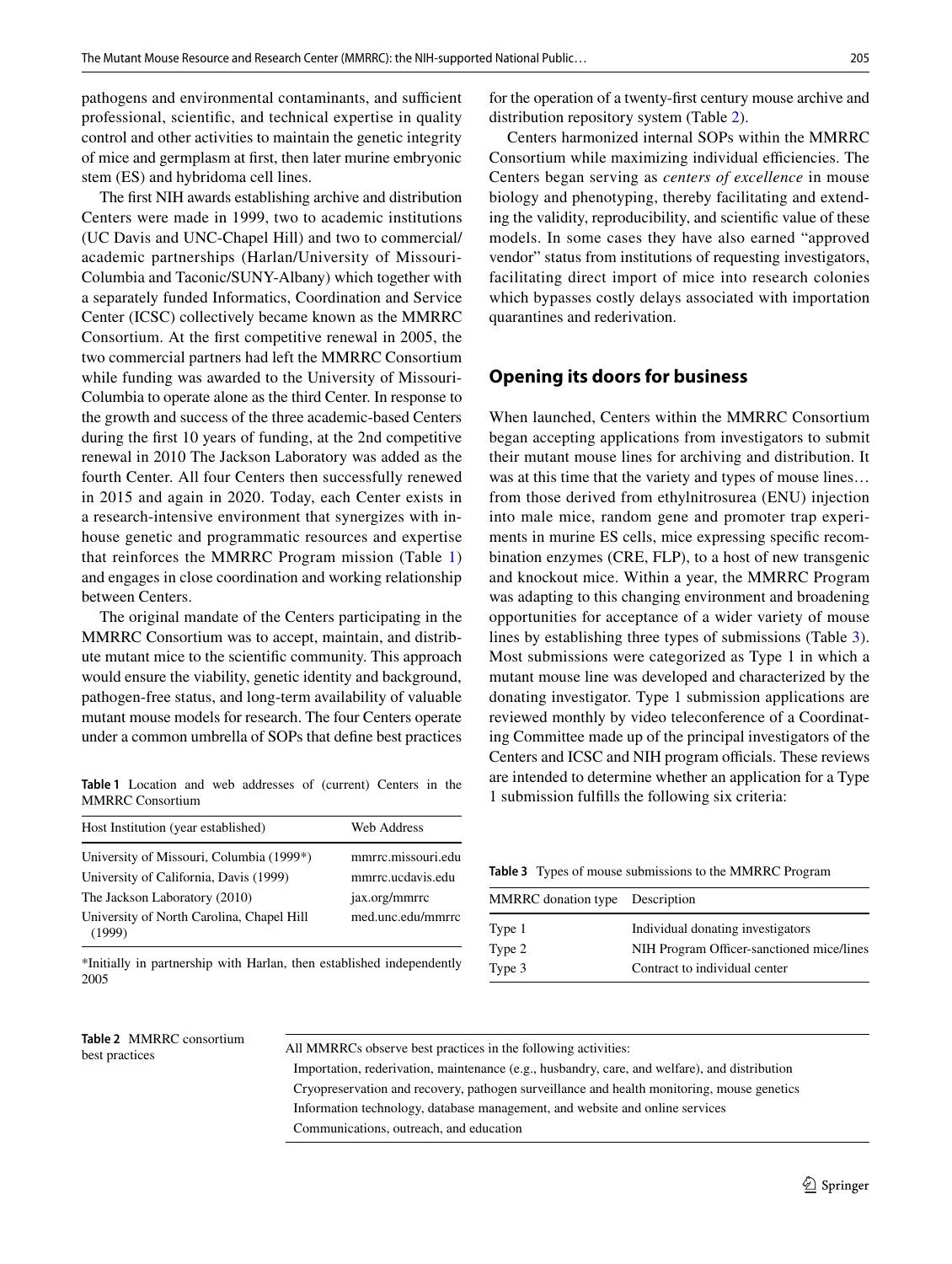pathogens and environmental contaminants, and sufficient professional, scientific, and technical expertise in quality control and other activities to maintain the genetic integrity of mice and germplasm at first, then later murine embryonic stem (ES) and hybridoma cell lines.

The first NIH awards establishing archive and distribution Centers were made in 1999, two to academic institutions (UC Davis and UNC-Chapel Hill) and two to commercial/academic partnerships (Harlan/University of Missouri-Columbia and Taconic/SUNY-Albany) which together with a separately funded Informatics, Coordination and Service Center (ICSC) collectively became known as the MMRRC Consortium. At the first competitive renewal in 2005, the two commercial partners had left the MMRRC Consortium while funding was awarded to the University of Missouri-Columbia to operate alone as the third Center. In response to the growth and success of the three academic-based Centers during the first 10 years of funding, at the 2nd competitive renewal in 2010 The Jackson Laboratory was added as the fourth Center. All four Centers then successfully renewed in 2015 and again in 2020. Today, each Center exists in a research-intensive environment that synergizes with in-house genetic and programmatic resources and expertise that reinforces the MMRRC Program mission (Table 1) and engages in close coordination and working relationship between Centers.

The original mandate of the Centers participating in the MMRRC Consortium was to accept, maintain, and distribute mutant mice to the scientific community. This approach would ensure the viability, genetic identity and background, pathogen-free status, and long-term availability of valuable mutant mouse models for research. The four Centers operate under a common umbrella of SOPs that define best practices for the operation of a twenty-first century mouse archive and distribution repository system (Table 2).

**Table 1** Location and web addresses of (current) Centers in the MMRRC Consortium

| Host Institution (year established) | Web Address |
|---|---|
| University of Missouri, Columbia (1999*) | mmrrc.missouri.edu |
| University of California, Davis (1999) | mmrrc.ucdavis.edu |
| The Jackson Laboratory (2010) | jax.org/mmrrc |
| University of North Carolina, Chapel Hill (1999) | med.unc.edu/mmrrc |

*Initially in partnership with Harlan, then established independently 2005

Centers harmonized internal SOPs within the MMRRC Consortium while maximizing individual efficiencies. The Centers began serving as *centers of excellence* in mouse biology and phenotyping, thereby facilitating and extending the validity, reproducibility, and scientific value of these models. In some cases they have also earned "approved vendor" status from institutions of requesting investigators, facilitating direct import of mice into research colonies which bypasses costly delays associated with importation quarantines and rederivation.

## Opening its doors for business

When launched, Centers within the MMRRC Consortium began accepting applications from investigators to submit their mutant mouse lines for archiving and distribution. It was at this time that the variety and types of mouse lines… from those derived from ethylnitrosurea (ENU) injection into male mice, random gene and promoter trap experiments in murine ES cells, mice expressing specific recombination enzymes (CRE, FLP), to a host of new transgenic and knockout mice. Within a year, the MMRRC Program was adapting to this changing environment and broadening opportunities for acceptance of a wider variety of mouse lines by establishing three types of submissions (Table 3). Most submissions were categorized as Type 1 in which a mutant mouse line was developed and characterized by the donating investigator. Type 1 submission applications are reviewed monthly by video teleconference of a Coordinating Committee made up of the principal investigators of the Centers and ICSC and NIH program officials. These reviews are intended to determine whether an application for a Type 1 submission fulfills the following six criteria:

**Table 3** Types of mouse submissions to the MMRRC Program

| MMRRC donation type | Description |
|---|---|
| Type 1 | Individual donating investigators |
| Type 2 | NIH Program Officer-sanctioned mice/lines |
| Type 3 | Contract to individual center |

**Table 2** MMRRC consortium best practices

| All MMRRCs observe best practices in the following activities: |
|---|
| Importation, rederivation, maintenance (e.g., husbandry, care, and welfare), and distribution |
| Cryopreservation and recovery, pathogen surveillance and health monitoring, mouse genetics |
| Information technology, database management, and website and online services |
| Communications, outreach, and education |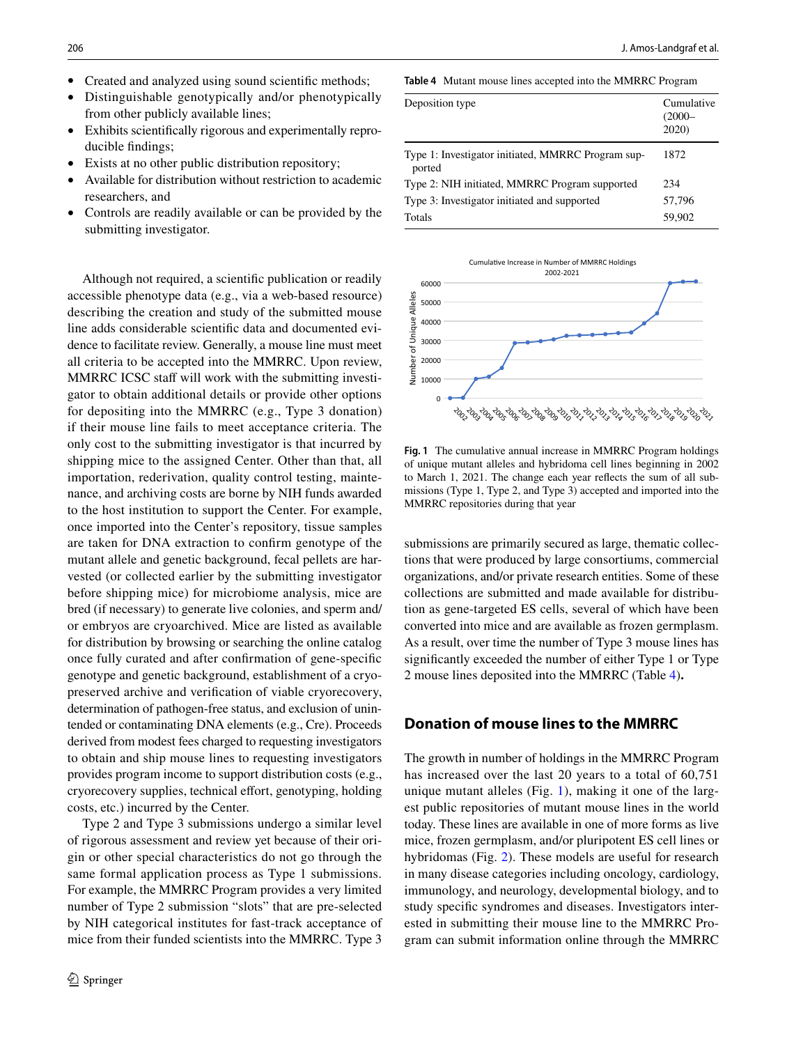- Created and analyzed using sound scientific methods;
- Distinguishable genotypically and/or phenotypically from other publicly available lines;
- Exhibits scientifically rigorous and experimentally reproducible findings;
- Exists at no other public distribution repository;
- Available for distribution without restriction to academic researchers, and
- Controls are readily available or can be provided by the submitting investigator.

Although not required, a scientific publication or readily accessible phenotype data (e.g., via a web-based resource) describing the creation and study of the submitted mouse line adds considerable scientific data and documented evidence to facilitate review. Generally, a mouse line must meet all criteria to be accepted into the MMRRC. Upon review, MMRRC ICSC staff will work with the submitting investigator to obtain additional details or provide other options for depositing into the MMRRC (e.g., Type 3 donation) if their mouse line fails to meet acceptance criteria. The only cost to the submitting investigator is that incurred by shipping mice to the assigned Center. Other than that, all importation, rederivation, quality control testing, maintenance, and archiving costs are borne by NIH funds awarded to the host institution to support the Center. For example, once imported into the Center's repository, tissue samples are taken for DNA extraction to confirm genotype of the mutant allele and genetic background, fecal pellets are harvested (or collected earlier by the submitting investigator before shipping mice) for microbiome analysis, mice are bred (if necessary) to generate live colonies, and sperm and/or embryos are cryoarchived. Mice are listed as available for distribution by browsing or searching the online catalog once fully curated and after confirmation of gene-specific genotype and genetic background, establishment of a cryopreserved archive and verification of viable cryorecovery, determination of pathogen-free status, and exclusion of unintended or contaminating DNA elements (e.g., Cre). Proceeds derived from modest fees charged to requesting investigators to obtain and ship mouse lines to requesting investigators provides program income to support distribution costs (e.g., cryorecovery supplies, technical effort, genotyping, holding costs, etc.) incurred by the Center.

Type 2 and Type 3 submissions undergo a similar level of rigorous assessment and review yet because of their origin or other special characteristics do not go through the same formal application process as Type 1 submissions. For example, the MMRRC Program provides a very limited number of Type 2 submission "slots" that are pre-selected by NIH categorical institutes for fast-track acceptance of mice from their funded scientists into the MMRRC. Type 3 submissions are primarily secured as large, thematic collections that were produced by large consortiums, commercial organizations, and/or private research entities. Some of these collections are submitted and made available for distribution as gene-targeted ES cells, several of which have been converted into mice and are available as frozen germplasm. As a result, over time the number of Type 3 mouse lines has significantly exceeded the number of either Type 1 or Type 2 mouse lines deposited into the MMRRC (Table 4).

**Table 4** Mutant mouse lines accepted into the MMRRC Program

| Deposition type | Cumulative (2000–2020) |
|---|---|
| Type 1: Investigator initiated, MMRRC Program supported | 1872 |
| Type 2: NIH initiated, MMRRC Program supported | 234 |
| Type 3: Investigator initiated and supported | 57,796 |
| Totals | 59,902 |

**Fig. 1** The cumulative annual increase in MMRRC Program holdings of unique mutant alleles and hybridoma cell lines beginning in 2002 to March 1, 2021. The change each year reflects the sum of all submissions (Type 1, Type 2, and Type 3) accepted and imported into the MMRRC repositories during that year

## Donation of mouse lines to the MMRRC

The growth in number of holdings in the MMRRC Program has increased over the last 20 years to a total of 60,751 unique mutant alleles (Fig. 1), making it one of the largest public repositories of mutant mouse lines in the world today. These lines are available in one of more forms as live mice, frozen germplasm, and/or pluripotent ES cell lines or hybridomas (Fig. 2). These models are useful for research in many disease categories including oncology, cardiology, immunology, and neurology, developmental biology, and to study specific syndromes and diseases. Investigators interested in submitting their mouse line to the MMRRC Program can submit information online through the MMRRC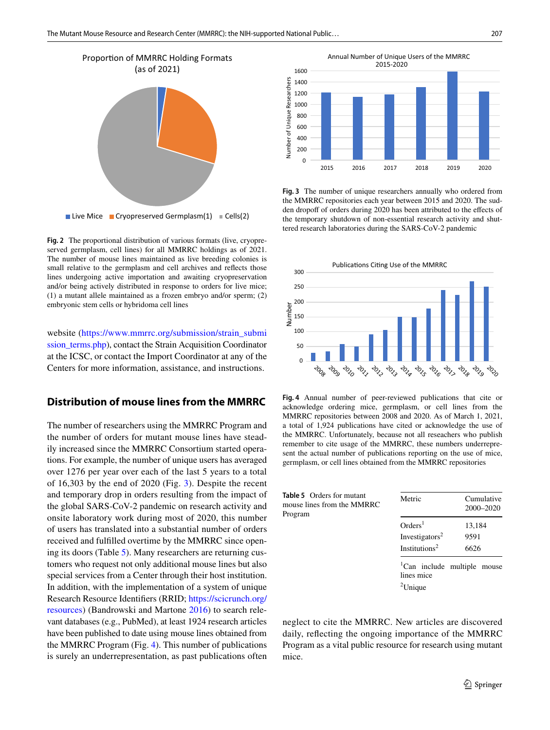Fig. 2 The proportional distribution of various formats (live, cryopreserved germplasm, cell lines) for all MMRRC holdings as of 2021. The number of mouse lines maintained as live breeding colonies is small relative to the germplasm and cell archives and reflects those lines undergoing active importation and awaiting cryopreservation and/or being actively distributed in response to orders for live mice; (1) a mutant allele maintained as a frozen embryo and/or sperm; (2) embryonic stem cells or hybridoma cell lines

website (https://www.mmrrc.org/submission/strain_submission_terms.php), contact the Strain Acquisition Coordinator at the ICSC, or contact the Import Coordinator at any of the Centers for more information, assistance, and instructions.

## Distribution of mouse lines from the MMRRC

The number of researchers using the MMRRC Program and the number of orders for mutant mouse lines have steadily increased since the MMRRC Consortium started operations. For example, the number of unique users has averaged over 1276 per year over each of the last 5 years to a total of 16,303 by the end of 2020 (Fig. 3). Despite the recent and temporary drop in orders resulting from the impact of the global SARS-CoV-2 pandemic on research activity and onsite laboratory work during most of 2020, this number of users has translated into a substantial number of orders received and fulfilled overtime by the MMRRC since opening its doors (Table 5). Many researchers are returning customers who request not only additional mouse lines but also special services from a Center through their host institution. In addition, with the implementation of a system of unique Research Resource Identifiers (RRID; https://scicrunch.org/resources) (Bandrowski and Martone 2016) to search relevant databases (e.g., PubMed), at least 1924 research articles have been published to date using mouse lines obtained from the MMRRC Program (Fig. 4). This number of publications is surely an underrepresentation, as past publications often neglect to cite the MMRRC. New articles are discovered daily, reflecting the ongoing importance of the MMRRC Program as a vital public resource for research using mutant mice.

Fig. 3 The number of unique researchers annually who ordered from the MMRRC repositories each year between 2015 and 2020. The sudden dropoff of orders during 2020 has been attributed to the effects of the temporary shutdown of non-essential research activity and shuttered research laboratories during the SARS-CoV-2 pandemic

Fig. 4 Annual number of peer-reviewed publications that cite or acknowledge ordering mice, germplasm, or cell lines from the MMRRC repositories between 2008 and 2020. As of March 1, 2021, a total of 1,924 publications have cited or acknowledge the use of the MMRRC. Unfortunately, because not all reseachers who publish remember to cite usage of the MMRRC, these numbers underrepresent the actual number of publications reporting on the use of mice, germplasm, or cell lines obtained from the MMRRC repositories

Table 5 Orders for mutant mouse lines from the MMRRC Program

| Metric | Cumulative 2000–2020 |
|---|---|
| Orders[1] | 13,184 |
| Investigators[2] | 9591 |
| Institutions[2] | 6626 |

[1]Can include multiple mouse lines mice

[2]Unique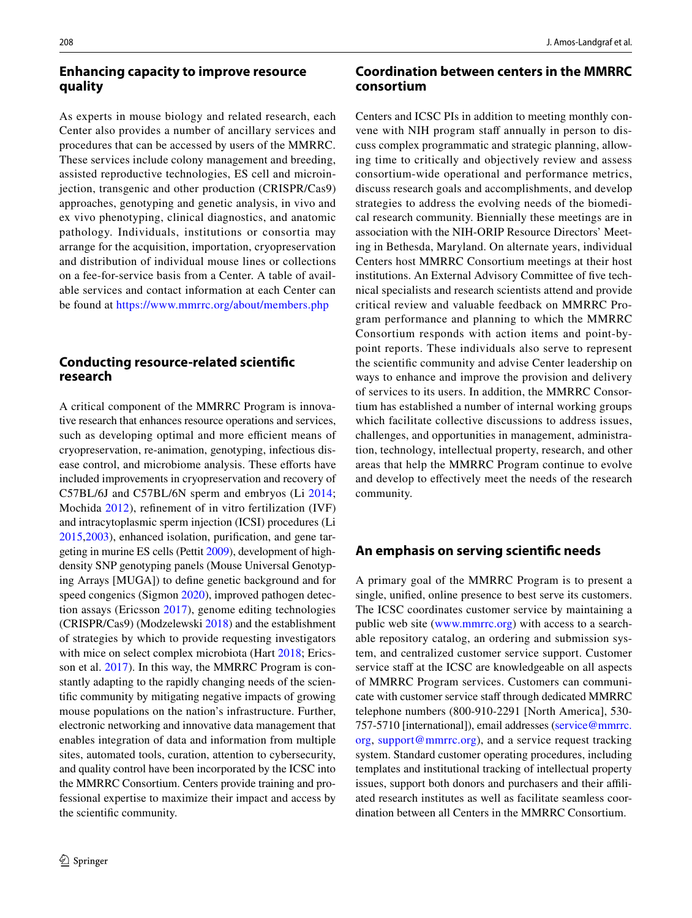## Enhancing capacity to improve resource quality

As experts in mouse biology and related research, each Center also provides a number of ancillary services and procedures that can be accessed by users of the MMRRC. These services include colony management and breeding, assisted reproductive technologies, ES cell and microinjection, transgenic and other production (CRISPR/Cas9) approaches, genotyping and genetic analysis, in vivo and ex vivo phenotyping, clinical diagnostics, and anatomic pathology. Individuals, institutions or consortia may arrange for the acquisition, importation, cryopreservation and distribution of individual mouse lines or collections on a fee-for-service basis from a Center. A table of available services and contact information at each Center can be found at https://www.mmrrc.org/about/members.php

## Conducting resource-related scientific research

A critical component of the MMRRC Program is innovative research that enhances resource operations and services, such as developing optimal and more efficient means of cryopreservation, re-animation, genotyping, infectious disease control, and microbiome analysis. These efforts have included improvements in cryopreservation and recovery of C57BL/6J and C57BL/6N sperm and embryos (Li 2014; Mochida 2012), refinement of in vitro fertilization (IVF) and intracytoplasmic sperm injection (ICSI) procedures (Li 2015,2003), enhanced isolation, purification, and gene targeting in murine ES cells (Pettit 2009), development of high-density SNP genotyping panels (Mouse Universal Genotyping Arrays [MUGA]) to define genetic background and for speed congenics (Sigmon 2020), improved pathogen detection assays (Ericsson 2017), genome editing technologies (CRISPR/Cas9) (Modzelewski 2018) and the establishment of strategies by which to provide requesting investigators with mice on select complex microbiota (Hart 2018; Ericsson et al. 2017). In this way, the MMRRC Program is constantly adapting to the rapidly changing needs of the scientific community by mitigating negative impacts of growing mouse populations on the nation's infrastructure. Further, electronic networking and innovative data management that enables integration of data and information from multiple sites, automated tools, curation, attention to cybersecurity, and quality control have been incorporated by the ICSC into the MMRRC Consortium. Centers provide training and professional expertise to maximize their impact and access by the scientific community.

## Coordination between centers in the MMRRC consortium

Centers and ICSC PIs in addition to meeting monthly convene with NIH program staff annually in person to discuss complex programmatic and strategic planning, allowing time to critically and objectively review and assess consortium-wide operational and performance metrics, discuss research goals and accomplishments, and develop strategies to address the evolving needs of the biomedical research community. Biennially these meetings are in association with the NIH-ORIP Resource Directors' Meeting in Bethesda, Maryland. On alternate years, individual Centers host MMRRC Consortium meetings at their host institutions. An External Advisory Committee of five technical specialists and research scientists attend and provide critical review and valuable feedback on MMRRC Program performance and planning to which the MMRRC Consortium responds with action items and point-by-point reports. These individuals also serve to represent the scientific community and advise Center leadership on ways to enhance and improve the provision and delivery of services to its users. In addition, the MMRRC Consortium has established a number of internal working groups which facilitate collective discussions to address issues, challenges, and opportunities in management, administration, technology, intellectual property, research, and other areas that help the MMRRC Program continue to evolve and develop to effectively meet the needs of the research community.

## An emphasis on serving scientific needs

A primary goal of the MMRRC Program is to present a single, unified, online presence to best serve its customers. The ICSC coordinates customer service by maintaining a public web site (www.mmrrc.org) with access to a searchable repository catalog, an ordering and submission system, and centralized customer support. Customer service staff at the ICSC are knowledgeable on all aspects of MMRRC Program services. Customers can communicate with customer service staff through dedicated MMRRC telephone numbers (800-910-2291 [North America], 530-757-5710 [international]), email addresses (service@mmrrc.org, support@mmrrc.org), and a service request tracking system. Standard customer operating procedures, including templates and institutional tracking of intellectual property issues, support both donors and purchasers and their affiliated research institutes as well as facilitate seamless coordination between all Centers in the MMRRC Consortium.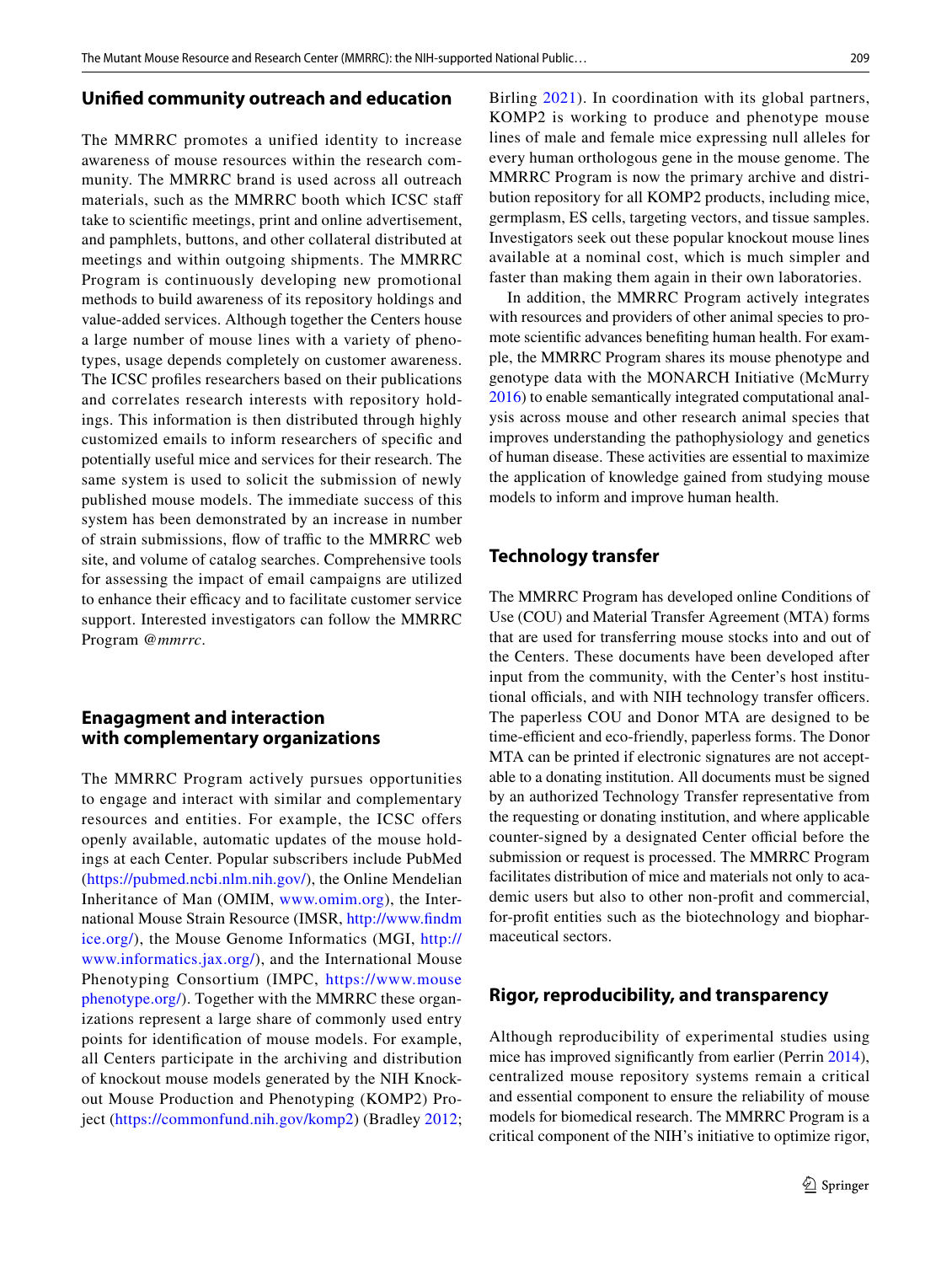## Unified community outreach and education

The MMRRC promotes a unified identity to increase awareness of mouse resources within the research community. The MMRRC brand is used across all outreach materials, such as the MMRRC booth which ICSC staff take to scientific meetings, print and online advertisement, and pamphlets, buttons, and other collateral distributed at meetings and within outgoing shipments. The MMRRC Program is continuously developing new promotional methods to build awareness of its repository holdings and value-added services. Although together the Centers house a large number of mouse lines with a variety of phenotypes, usage depends completely on customer awareness. The ICSC profiles researchers based on their publications and correlates research interests with repository holdings. This information is then distributed through highly customized emails to inform researchers of specific and potentially useful mice and services for their research. The same system is used to solicit the submission of newly published mouse models. The immediate success of this system has been demonstrated by an increase in number of strain submissions, flow of traffic to the MMRRC web site, and volume of catalog searches. Comprehensive tools for assessing the impact of email campaigns are utilized to enhance their efficacy and to facilitate customer service support. Interested investigators can follow the MMRRC Program *@mmrrc*.

## Enagagment and interaction with complementary organizations

The MMRRC Program actively pursues opportunities to engage and interact with similar and complementary resources and entities. For example, the ICSC offers openly available, automatic updates of the mouse holdings at each Center. Popular subscribers include PubMed (https://pubmed.ncbi.nlm.nih.gov/), the Online Mendelian Inheritance of Man (OMIM, www.omim.org), the International Mouse Strain Resource (IMSR, http://www.findmice.org/), the Mouse Genome Informatics (MGI, http://www.informatics.jax.org/), and the International Mouse Phenotyping Consortium (IMPC, https://www.mousephenotype.org/). Together with the MMRRC these organizations represent a large share of commonly used entry points for identification of mouse models. For example, all Centers participate in the archiving and distribution of knockout mouse models generated by the NIH Knockout Mouse Production and Phenotyping (KOMP2) Project (https://commonfund.nih.gov/komp2) (Bradley 2012; Birling 2021). In coordination with its global partners, KOMP2 is working to produce and phenotype mouse lines of male and female mice expressing null alleles for every human orthologous gene in the mouse genome. The MMRRC Program is now the primary archive and distribution repository for all KOMP2 products, including mice, germplasm, ES cells, targeting vectors, and tissue samples. Investigators seek out these popular knockout mouse lines available at a nominal cost, which is much simpler and faster than making them again in their own laboratories.

In addition, the MMRRC Program actively integrates with resources and providers of other animal species to promote scientific advances benefiting human health. For example, the MMRRC Program shares its mouse phenotype and genotype data with the MONARCH Initiative (McMurry 2016) to enable semantically integrated computational analysis across mouse and other research animal species that improves understanding the pathophysiology and genetics of human disease. These activities are essential to maximize the application of knowledge gained from studying mouse models to inform and improve human health.

## Technology transfer

The MMRRC Program has developed online Conditions of Use (COU) and Material Transfer Agreement (MTA) forms that are used for transferring mouse stocks into and out of the Centers. These documents have been developed after input from the community, with the Center's host institutional officials, and with NIH technology transfer officers. The paperless COU and Donor MTA are designed to be time-efficient and eco-friendly, paperless forms. The Donor MTA can be printed if electronic signatures are not acceptable to a donating institution. All documents must be signed by an authorized Technology Transfer representative from the requesting or donating institution, and where applicable counter-signed by a designated Center official before the submission or request is processed. The MMRRC Program facilitates distribution of mice and materials not only to academic users but also to other non-profit and commercial, for-profit entities such as the biotechnology and biopharmaceutical sectors.

## Rigor, reproducibility, and transparency

Although reproducibility of experimental studies using mice has improved significantly from earlier (Perrin 2014), centralized mouse repository systems remain a critical and essential component to ensure the reliability of mouse models for biomedical research. The MMRRC Program is a critical component of the NIH's initiative to optimize rigor,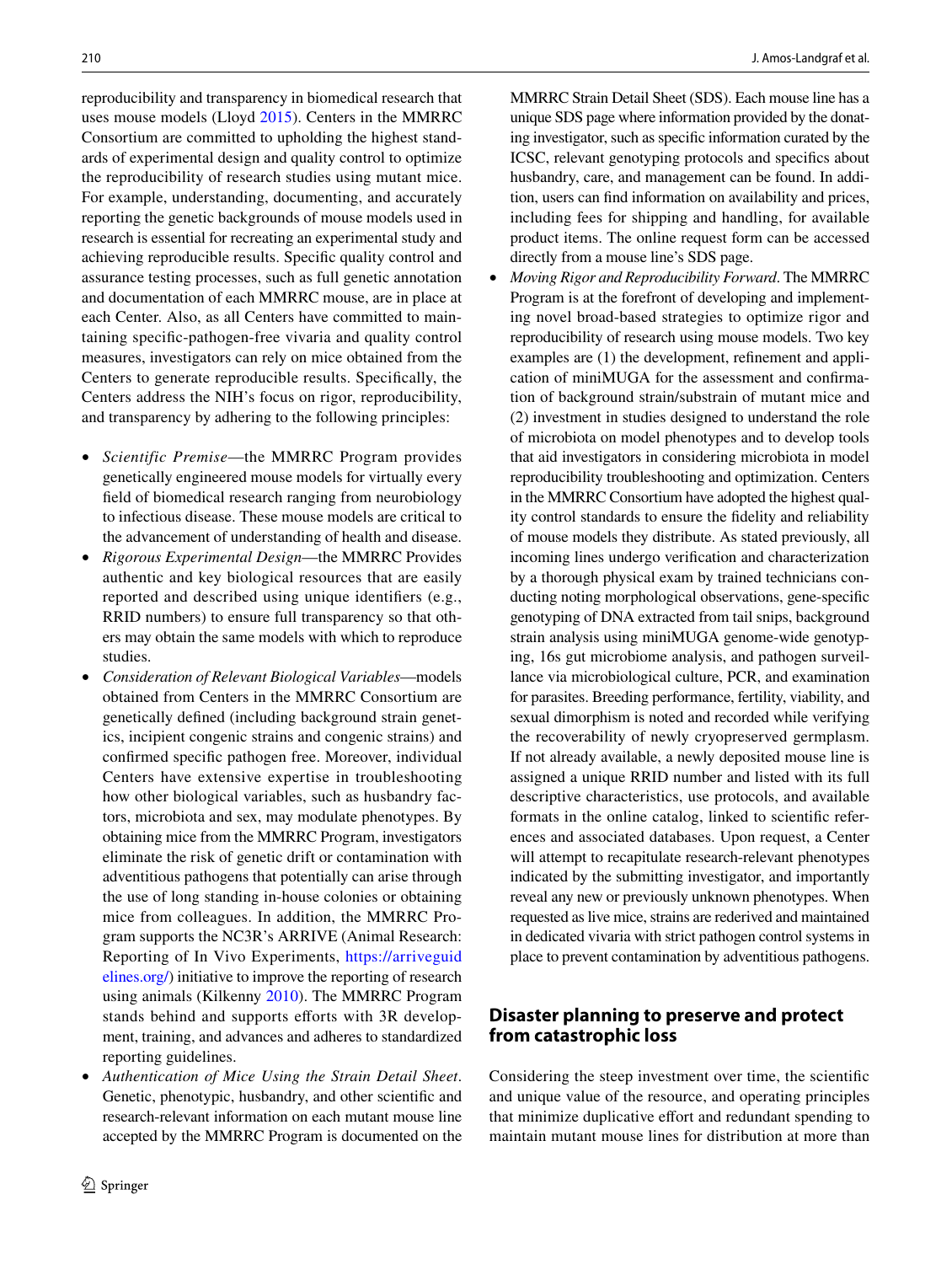reproducibility and transparency in biomedical research that uses mouse models (Lloyd 2015). Centers in the MMRRC Consortium are committed to upholding the highest standards of experimental design and quality control to optimize the reproducibility of research studies using mutant mice. For example, understanding, documenting, and accurately reporting the genetic backgrounds of mouse models used in research is essential for recreating an experimental study and achieving reproducible results. Specific quality control and assurance testing processes, such as full genetic annotation and documentation of each MMRRC mouse, are in place at each Center. Also, as all Centers have committed to maintaining specific-pathogen-free vivaria and quality control measures, investigators can rely on mice obtained from the Centers to generate reproducible results. Specifically, the Centers address the NIH's focus on rigor, reproducibility, and transparency by adhering to the following principles:

- *Scientific Premise*—the MMRRC Program provides genetically engineered mouse models for virtually every field of biomedical research ranging from neurobiology to infectious disease. These mouse models are critical to the advancement of understanding of health and disease.
- *Rigorous Experimental Design*—the MMRRC Provides authentic and key biological resources that are easily reported and described using unique identifiers (e.g., RRID numbers) to ensure full transparency so that others may obtain the same models with which to reproduce studies.
- *Consideration of Relevant Biological Variables*—models obtained from Centers in the MMRRC Consortium are genetically defined (including background strain genetics, incipient congenic strains and congenic strains) and confirmed specific pathogen free. Moreover, individual Centers have extensive expertise in troubleshooting how other biological variables, such as husbandry factors, microbiota and sex, may modulate phenotypes. By obtaining mice from the MMRRC Program, investigators eliminate the risk of genetic drift or contamination with adventitious pathogens that potentially can arise through the use of long standing in-house colonies or obtaining mice from colleagues. In addition, the MMRRC Program supports the NC3R's ARRIVE (Animal Research: Reporting of In Vivo Experiments, https://arriveguidelines.org/) initiative to improve the reporting of research using animals (Kilkenny 2010). The MMRRC Program stands behind and supports efforts with 3R development, training, and advances and adheres to standardized reporting guidelines.
- *Authentication of Mice Using the Strain Detail Sheet*. Genetic, phenotypic, husbandry, and other scientific and research-relevant information on each mutant mouse line accepted by the MMRRC Program is documented on the MMRRC Strain Detail Sheet (SDS). Each mouse line has a unique SDS page where information provided by the donating investigator, such as specific information curated by the ICSC, relevant genotyping protocols and specifics about husbandry, care, and management can be found. In addition, users can find information on availability and prices, including fees for shipping and handling, for available product items. The online request form can be accessed directly from a mouse line's SDS page.
- *Moving Rigor and Reproducibility Forward*. The MMRRC Program is at the forefront of developing and implementing novel broad-based strategies to optimize rigor and reproducibility of research using mouse models. Two key examples are (1) the development, refinement and application of miniMUGA for the assessment and confirmation of background strain/substrain of mutant mice and (2) investment in studies designed to understand the role of microbiota on model phenotypes and to develop tools that aid investigators in considering microbiota in model reproducibility troubleshooting and optimization. Centers in the MMRRC Consortium have adopted the highest quality control standards to ensure the fidelity and reliability of mouse models they distribute. As stated previously, all incoming lines undergo verification and characterization by a thorough physical exam by trained technicians conducting noting morphological observations, gene-specific genotyping of DNA extracted from tail snips, background strain analysis using miniMUGA genome-wide genotyping, 16s gut microbiome analysis, and pathogen surveillance via microbiological culture, PCR, and examination for parasites. Breeding performance, fertility, viability, and sexual dimorphism is noted and recorded while verifying the recoverability of newly cryopreserved germplasm. If not already available, a newly deposited mouse line is assigned a unique RRID number and listed with its full descriptive characteristics, use protocols, and available formats in the online catalog, linked to scientific references and associated databases. Upon request, a Center will attempt to recapitulate research-relevant phenotypes indicated by the submitting investigator, and importantly reveal any new or previously unknown phenotypes. When requested as live mice, strains are rederived and maintained in dedicated vivaria with strict pathogen control systems in place to prevent contamination by adventitious pathogens.

## Disaster planning to preserve and protect from catastrophic loss

Considering the steep investment over time, the scientific and unique value of the resource, and operating principles that minimize duplicative effort and redundant spending to maintain mutant mouse lines for distribution at more than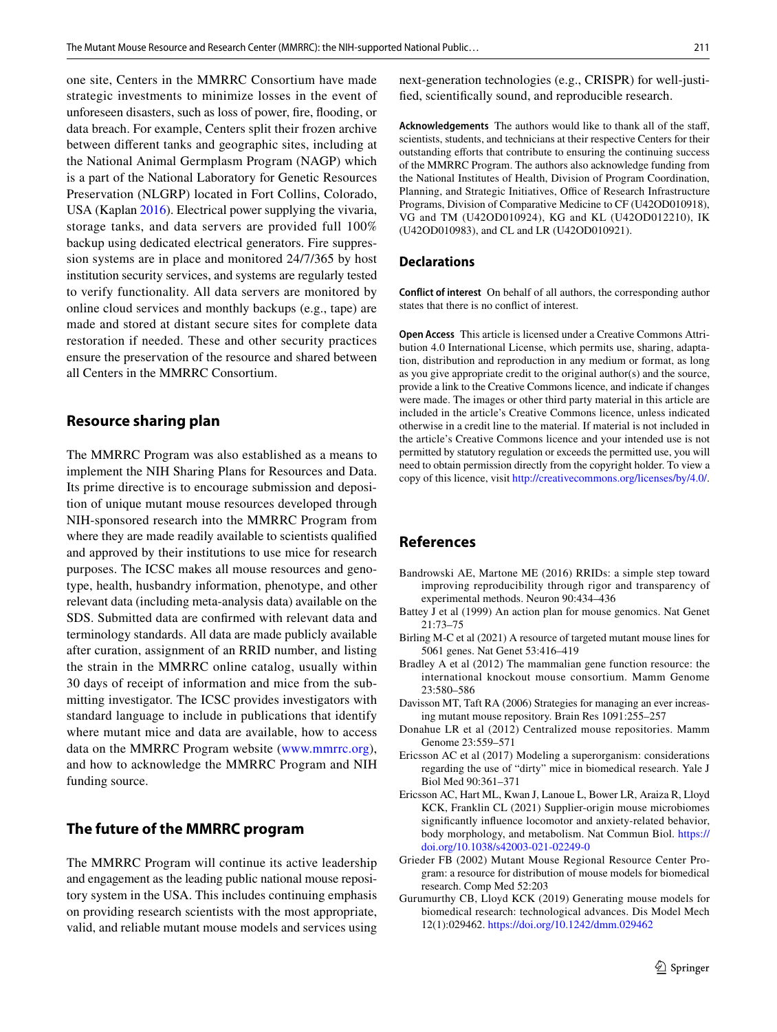one site, Centers in the MMRRC Consortium have made strategic investments to minimize losses in the event of unforeseen disasters, such as loss of power, fire, flooding, or data breach. For example, Centers split their frozen archive between different tanks and geographic sites, including at the National Animal Germplasm Program (NAGP) which is a part of the National Laboratory for Genetic Resources Preservation (NLGRP) located in Fort Collins, Colorado, USA (Kaplan 2016). Electrical power supplying the vivaria, storage tanks, and data servers are provided full 100% backup using dedicated electrical generators. Fire suppression systems are in place and monitored 24/7/365 by host institution security services, and systems are regularly tested to verify functionality. All data servers are monitored by online cloud services and monthly backups (e.g., tape) are made and stored at distant secure sites for complete data restoration if needed. These and other security practices ensure the preservation of the resource and shared between all Centers in the MMRRC Consortium.

## Resource sharing plan

The MMRRC Program was also established as a means to implement the NIH Sharing Plans for Resources and Data. Its prime directive is to encourage submission and deposition of unique mutant mouse resources developed through NIH-sponsored research into the MMRRC Program from where they are made readily available to scientists qualified and approved by their institutions to use mice for research purposes. The ICSC makes all mouse resources and genotype, health, husbandry information, phenotype, and other relevant data (including meta-analysis data) available on the SDS. Submitted data are confirmed with relevant data and terminology standards. All data are made publicly available after curation, assignment of an RRID number, and listing the strain in the MMRRC online catalog, usually within 30 days of receipt of information and mice from the submitting investigator. The ICSC provides investigators with standard language to include in publications that identify where mutant mice and data are available, how to access data on the MMRRC Program website (www.mmrrc.org), and how to acknowledge the MMRRC Program and NIH funding source.

## The future of the MMRRC program

The MMRRC Program will continue its active leadership and engagement as the leading public national mouse repository system in the USA. This includes continuing emphasis on providing research scientists with the most appropriate, valid, and reliable mutant mouse models and services using next-generation technologies (e.g., CRISPR) for well-justified, scientifically sound, and reproducible research.

**Acknowledgements** The authors would like to thank all of the staff, scientists, students, and technicians at their respective Centers for their outstanding efforts that contribute to ensuring the continuing success of the MMRRC Program. The authors also acknowledge funding from the National Institutes of Health, Division of Program Coordination, Planning, and Strategic Initiatives, Office of Research Infrastructure Programs, Division of Comparative Medicine to CF (U42OD010918), VG and TM (U42OD010924), KG and KL (U42OD012210), IK (U42OD010983), and CL and LR (U42OD010921).

## Declarations

**Conflict of interest** On behalf of all authors, the corresponding author states that there is no conflict of interest.

**Open Access** This article is licensed under a Creative Commons Attribution 4.0 International License, which permits use, sharing, adaptation, distribution and reproduction in any medium or format, as long as you give appropriate credit to the original author(s) and the source, provide a link to the Creative Commons licence, and indicate if changes were made. The images or other third party material in this article are included in the article's Creative Commons licence, unless indicated otherwise in a credit line to the material. If material is not included in the article's Creative Commons licence and your intended use is not permitted by statutory regulation or exceeds the permitted use, you will need to obtain permission directly from the copyright holder. To view a copy of this licence, visit http://creativecommons.org/licenses/by/4.0/.

## References

Bandrowski AE, Martone ME (2016) RRIDs: a simple step toward improving reproducibility through rigor and transparency of experimental methods. Neuron 90:434–436

Battey J et al (1999) An action plan for mouse genomics. Nat Genet 21:73–75

Birling M-C et al (2021) A resource of targeted mutant mouse lines for 5061 genes. Nat Genet 53:416–419

Bradley A et al (2012) The mammalian gene function resource: the international knockout mouse consortium. Mamm Genome 23:580–586

Davisson MT, Taft RA (2006) Strategies for managing an ever increasing mutant mouse repository. Brain Res 1091:255–257

Donahue LR et al (2012) Centralized mouse repositories. Mamm Genome 23:559–571

Ericsson AC et al (2017) Modeling a superorganism: considerations regarding the use of "dirty" mice in biomedical research. Yale J Biol Med 90:361–371

Ericsson AC, Hart ML, Kwan J, Lanoue L, Bower LR, Araiza R, Lloyd KCK, Franklin CL (2021) Supplier-origin mouse microbiomes significantly influence locomotor and anxiety-related behavior, body morphology, and metabolism. Nat Commun Biol. https://doi.org/10.1038/s42003-021-02249-0

Grieder FB (2002) Mutant Mouse Regional Resource Center Program: a resource for distribution of mouse models for biomedical research. Comp Med 52:203

Gurumurthy CB, Lloyd KCK (2019) Generating mouse models for biomedical research: technological advances. Dis Model Mech 12(1):029462. https://doi.org/10.1242/dmm.029462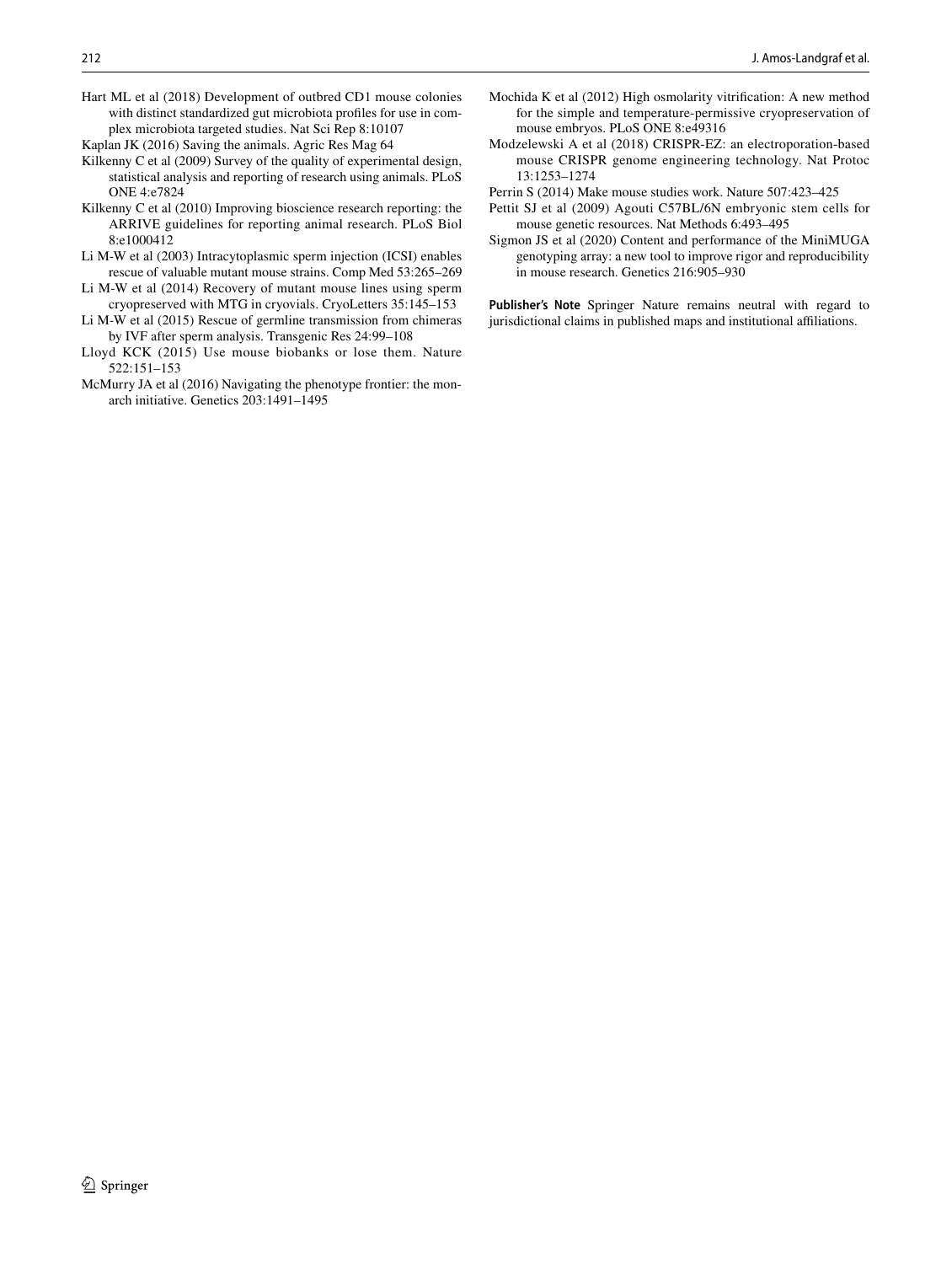Hart ML et al (2018) Development of outbred CD1 mouse colonies with distinct standardized gut microbiota profiles for use in complex microbiota targeted studies. Nat Sci Rep 8:10107

Kaplan JK (2016) Saving the animals. Agric Res Mag 64

Kilkenny C et al (2009) Survey of the quality of experimental design, statistical analysis and reporting of research using animals. PLoS ONE 4:e7824

Kilkenny C et al (2010) Improving bioscience research reporting: the ARRIVE guidelines for reporting animal research. PLoS Biol 8:e1000412

Li M-W et al (2003) Intracytoplasmic sperm injection (ICSI) enables rescue of valuable mutant mouse strains. Comp Med 53:265–269

Li M-W et al (2014) Recovery of mutant mouse lines using sperm cryopreserved with MTG in cryovials. CryoLetters 35:145–153

Li M-W et al (2015) Rescue of germline transmission from chimeras by IVF after sperm analysis. Transgenic Res 24:99–108

Lloyd KCK (2015) Use mouse biobanks or lose them. Nature 522:151–153

McMurry JA et al (2016) Navigating the phenotype frontier: the monarch initiative. Genetics 203:1491–1495

Mochida K et al (2012) High osmolarity vitrification: A new method for the simple and temperature-permissive cryopreservation of mouse embryos. PLoS ONE 8:e49316

Modzelewski A et al (2018) CRISPR-EZ: an electroporation-based mouse CRISPR genome engineering technology. Nat Protoc 13:1253–1274

Perrin S (2014) Make mouse studies work. Nature 507:423–425

Pettit SJ et al (2009) Agouti C57BL/6N embryonic stem cells for mouse genetic resources. Nat Methods 6:493–495

Sigmon JS et al (2020) Content and performance of the MiniMUGA genotyping array: a new tool to improve rigor and reproducibility in mouse research. Genetics 216:905–930

**Publisher's Note** Springer Nature remains neutral with regard to jurisdictional claims in published maps and institutional affiliations.